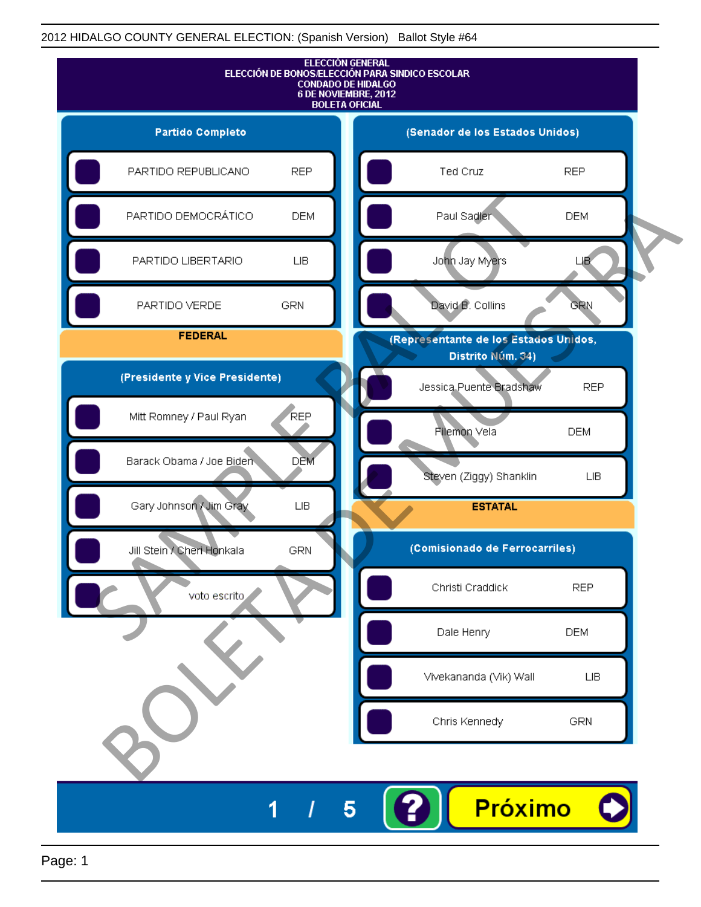2012 HIDALGO COUNTY GENERAL ELECTION: (Spanish Version) Ballot Style #64

# ELECCIÓN GENERAL
# ELECCIÓN DE BONOS/ELECCIÓN PARA SINDICO ESCOLAR
# CONDADO DE HIDALGO
# 6 DE NOVIEMBRE, 2012
# BOLETA OFICIAL

## Partido Completo

| Candidato | Partido |
|---|---|
| PARTIDO REPUBLICANO | REP |
| PARTIDO DEMOCRÁTICO | DEM |
| PARTIDO LIBERTARIO | LIB |
| PARTIDO VERDE | GRN |

## FEDERAL

### (Presidente y Vice Presidente)

| Candidato | Partido |
|---|---|
| Mitt Romney / Paul Ryan | REP |
| Barack Obama / Joe Biden | DEM |
| Gary Johnson / Jim Gray | LIB |
| Jill Stein / Cheri Honkala | GRN |
| voto escrito | |

### (Senador de los Estados Unidos)

| Candidato | Partido |
|---|---|
| Ted Cruz | REP |
| Paul Sadler | DEM |
| John Jay Myers | LIB |
| David B. Collins | GRN |

### (Representante de los Estados Unidos, Distrito Núm. 34)

| Candidato | Partido |
|---|---|
| Jessica Puente Bradshaw | REP |
| Filemon Vela | DEM |
| Steven (Ziggy) Shanklin | LIB |

## ESTATAL

### (Comisionado de Ferrocarriles)

| Candidato | Partido |
|---|---|
| Christi Craddick | REP |
| Dale Henry | DEM |
| Vivekananda (Vik) Wall | LIB |
| Chris Kennedy | GRN |

SAMPLE BALLOT
BOLETA DE MUESTRA

1 / 5

Próximo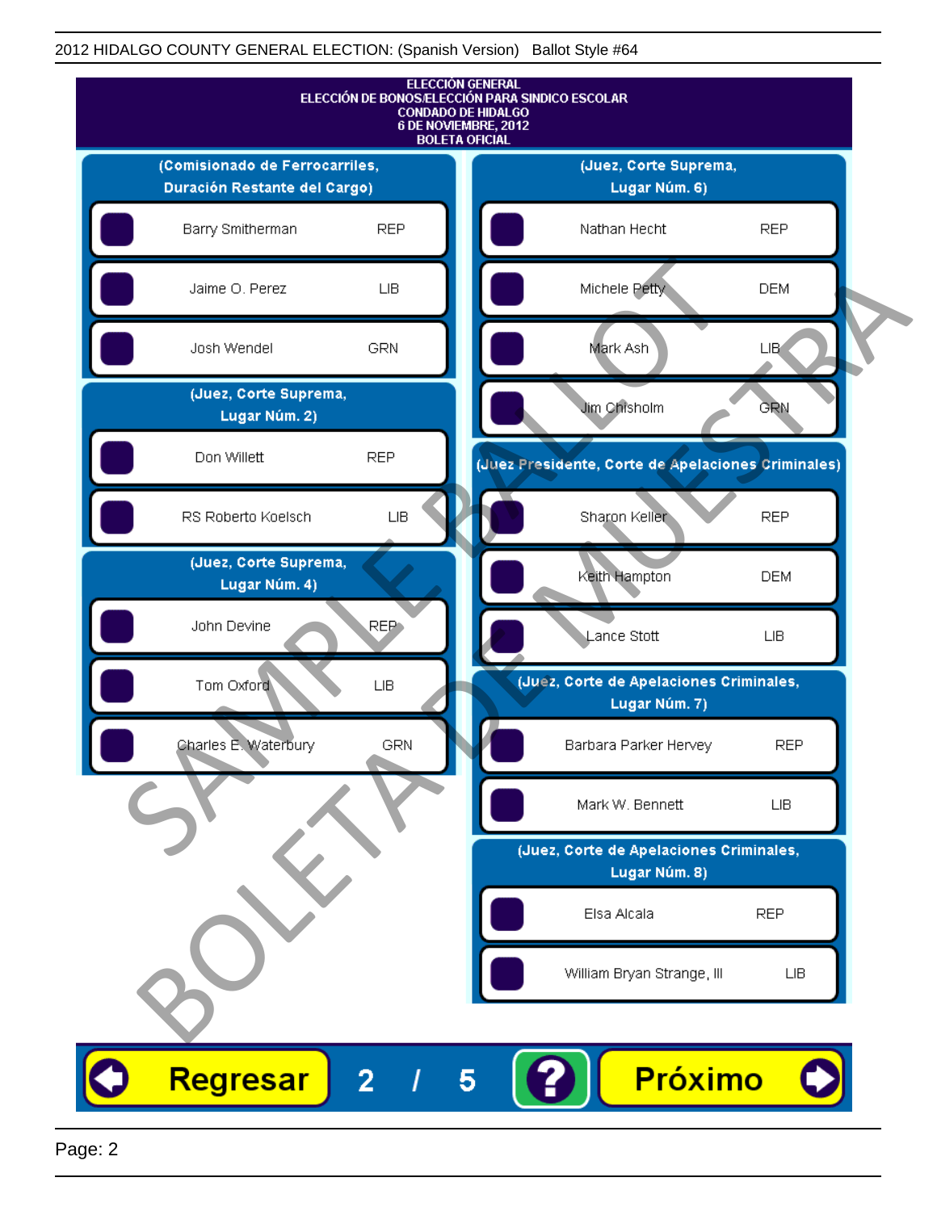2012 HIDALGO COUNTY GENERAL ELECTION: (Spanish Version) Ballot Style #64

# ELECCIÓN GENERAL
## ELECCIÓN DE BONOS/ELECCIÓN PARA SINDICO ESCOLAR
## CONDADO DE HIDALGO
## 6 DE NOVIEMBRE, 2012
## BOLETA OFICIAL

### (Comisionado de Ferrocarriles, Duración Restante del Cargo)

| Candidato | Partido |
|---|---|
| Barry Smitherman | REP |
| Jaime O. Perez | LIB |
| Josh Wendel | GRN |

### (Juez, Corte Suprema, Lugar Núm. 2)

| Candidato | Partido |
|---|---|
| Don Willett | REP |
| RS Roberto Koelsch | LIB |

### (Juez, Corte Suprema, Lugar Núm. 4)

| Candidato | Partido |
|---|---|
| John Devine | REP |
| Tom Oxford | LIB |
| Charles E. Waterbury | GRN |

### (Juez, Corte Suprema, Lugar Núm. 6)

| Candidato | Partido |
|---|---|
| Nathan Hecht | REP |
| Michele Petty | DEM |
| Mark Ash | LIB |
| Jim Chisholm | GRN |

### (Juez Presidente, Corte de Apelaciones Criminales)

| Candidato | Partido |
|---|---|
| Sharon Keller | REP |
| Keith Hampton | DEM |
| Lance Stott | LIB |

### (Juez, Corte de Apelaciones Criminales, Lugar Núm. 7)

| Candidato | Partido |
|---|---|
| Barbara Parker Hervey | REP |
| Mark W. Bennett | LIB |

### (Juez, Corte de Apelaciones Criminales, Lugar Núm. 8)

| Candidato | Partido |
|---|---|
| Elsa Alcala | REP |
| William Bryan Strange, III | LIB |

SAMPLE BALLOT — BOLETA DE MUESTRA

Regresar 2 / 5 ? Próximo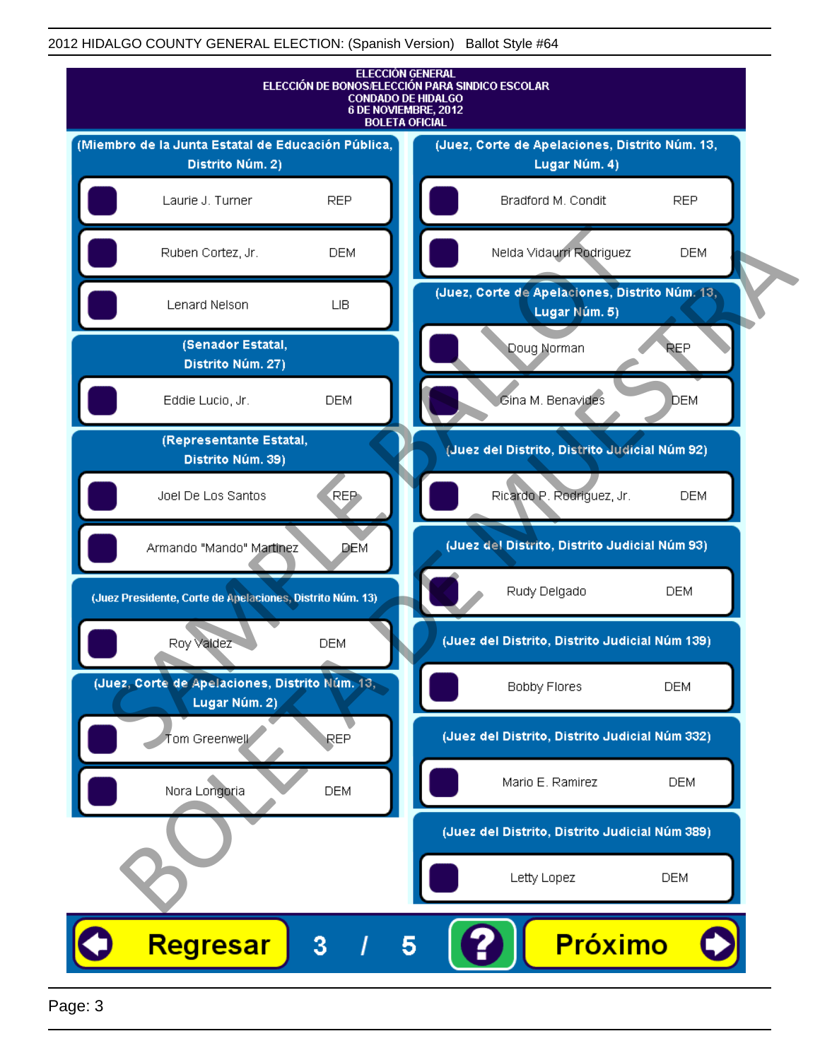2012 HIDALGO COUNTY GENERAL ELECTION: (Spanish Version) Ballot Style #64

**ELECCIÓN GENERAL**
**ELECCIÓN DE BONOS/ELECCIÓN PARA SINDICO ESCOLAR**
**CONDADO DE HIDALGO**
**6 DE NOVIEMBRE, 2012**
**BOLETA OFICIAL**

### (Miembro de la Junta Estatal de Educación Pública, Distrito Núm. 2)

| Candidato | Partido |
|---|---|
| Laurie J. Turner | REP |
| Ruben Cortez, Jr. | DEM |
| Lenard Nelson | LIB |

### (Senador Estatal, Distrito Núm. 27)

| Candidato | Partido |
|---|---|
| Eddie Lucio, Jr. | DEM |

### (Representante Estatal, Distrito Núm. 39)

| Candidato | Partido |
|---|---|
| Joel De Los Santos | REP |
| Armando "Mando" Martinez | DEM |

### (Juez Presidente, Corte de Apelaciones, Distrito Núm. 13)

| Candidato | Partido |
|---|---|
| Roy Valdez | DEM |

### (Juez, Corte de Apelaciones, Distrito Núm. 13, Lugar Núm. 2)

| Candidato | Partido |
|---|---|
| Tom Greenwell | REP |
| Nora Longoria | DEM |

### (Juez, Corte de Apelaciones, Distrito Núm. 13, Lugar Núm. 4)

| Candidato | Partido |
|---|---|
| Bradford M. Condit | REP |
| Nelda Vidaurri Rodriguez | DEM |

### (Juez, Corte de Apelaciones, Distrito Núm. 13, Lugar Núm. 5)

| Candidato | Partido |
|---|---|
| Doug Norman | REP |
| Gina M. Benavides | DEM |

### (Juez del Distrito, Distrito Judicial Núm 92)

| Candidato | Partido |
|---|---|
| Ricardo P. Rodriguez, Jr. | DEM |

### (Juez del Distrito, Distrito Judicial Núm 93)

| Candidato | Partido |
|---|---|
| Rudy Delgado | DEM |

### (Juez del Distrito, Distrito Judicial Núm 139)

| Candidato | Partido |
|---|---|
| Bobby Flores | DEM |

### (Juez del Distrito, Distrito Judicial Núm 332)

| Candidato | Partido |
|---|---|
| Mario E. Ramirez | DEM |

### (Juez del Distrito, Distrito Judicial Núm 389)

| Candidato | Partido |
|---|---|
| Letty Lopez | DEM |

SAMPLE BALLOT / BOLETA DE MUESTRA

Regresar 3 / 5 ? Próximo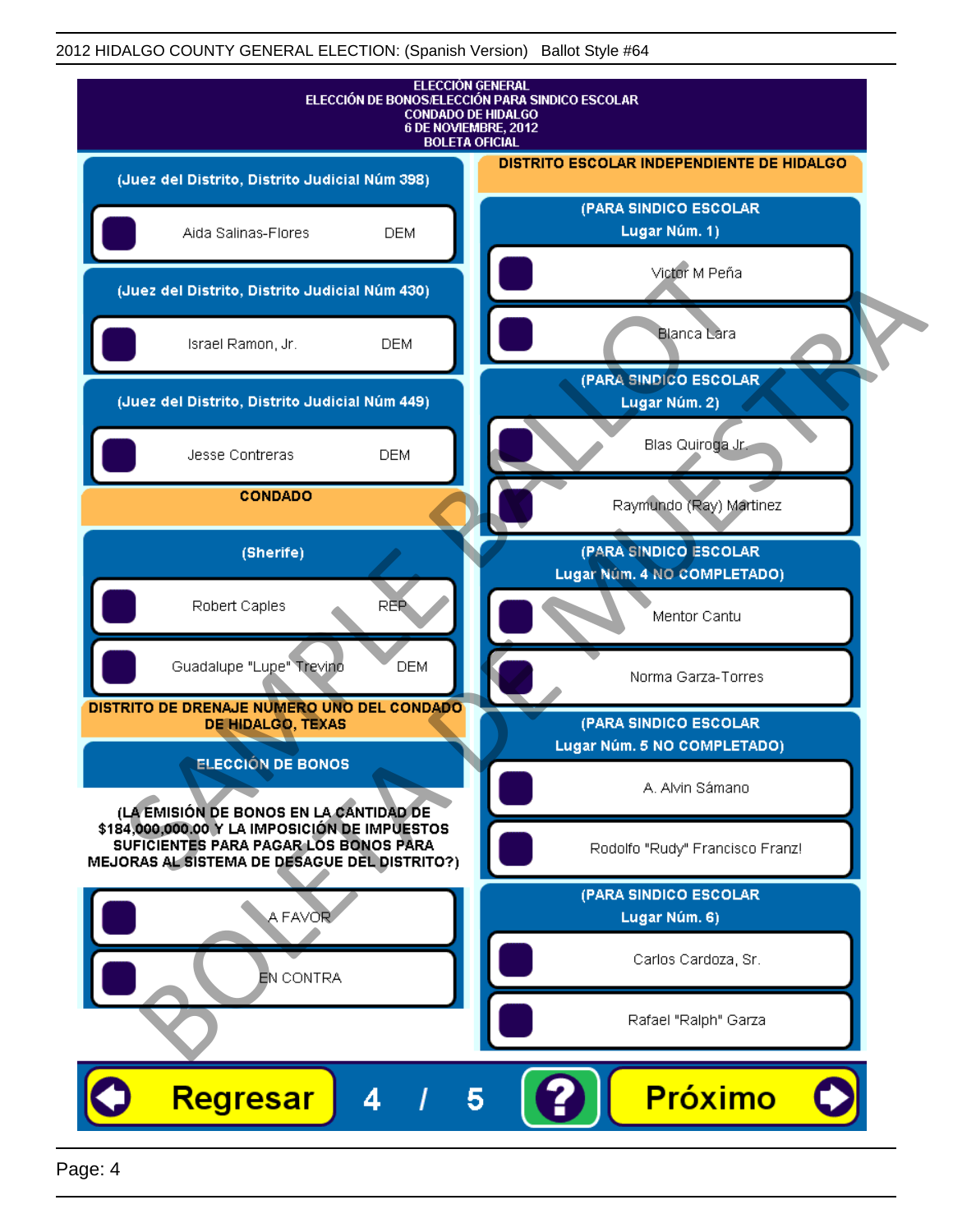ELECCIÓN GENERAL
ELECCIÓN DE BONOS/ELECCIÓN PARA SINDICO ESCOLAR
CONDADO DE HIDALGO
6 DE NOVIEMBRE, 2012
BOLETA OFICIAL

**(Juez del Distrito, Distrito Judicial Núm 398)**

- Aida Salinas-Flores DEM

**(Juez del Distrito, Distrito Judicial Núm 430)**

- Israel Ramon, Jr. DEM

**(Juez del Distrito, Distrito Judicial Núm 449)**

- Jesse Contreras DEM

## CONDADO

**(Sherife)**

- Robert Caples REP
- Guadalupe "Lupe" Trevino DEM

## DISTRITO DE DRENAJE NUMERO UNO DEL CONDADO DE HIDALGO, TEXAS

**ELECCIÓN DE BONOS**

**(LA EMISIÓN DE BONOS EN LA CANTIDAD DE $184,000,000.00 Y LA IMPOSICIÓN DE IMPUESTOS SUFICIENTES PARA PAGAR LOS BONOS PARA MEJORAS AL SISTEMA DE DESAGUE DEL DISTRITO?)**

- A FAVOR
- EN CONTRA

## DISTRITO ESCOLAR INDEPENDIENTE DE HIDALGO

**(PARA SINDICO ESCOLAR Lugar Núm. 1)**

- Victor M Peña
- Blanca Lara

**(PARA SINDICO ESCOLAR Lugar Núm. 2)**

- Blas Quiroga Jr.
- Raymundo (Ray) Martinez

**(PARA SINDICO ESCOLAR Lugar Núm. 4 NO COMPLETADO)**

- Mentor Cantu
- Norma Garza-Torres

**(PARA SINDICO ESCOLAR Lugar Núm. 5 NO COMPLETADO)**

- A. Alvin Sámano
- Rodolfo "Rudy" Francisco Franz!

**(PARA SINDICO ESCOLAR Lugar Núm. 6)**

- Carlos Cardoza, Sr.
- Rafael "Ralph" Garza

Regresar 4 / 5 ? Próximo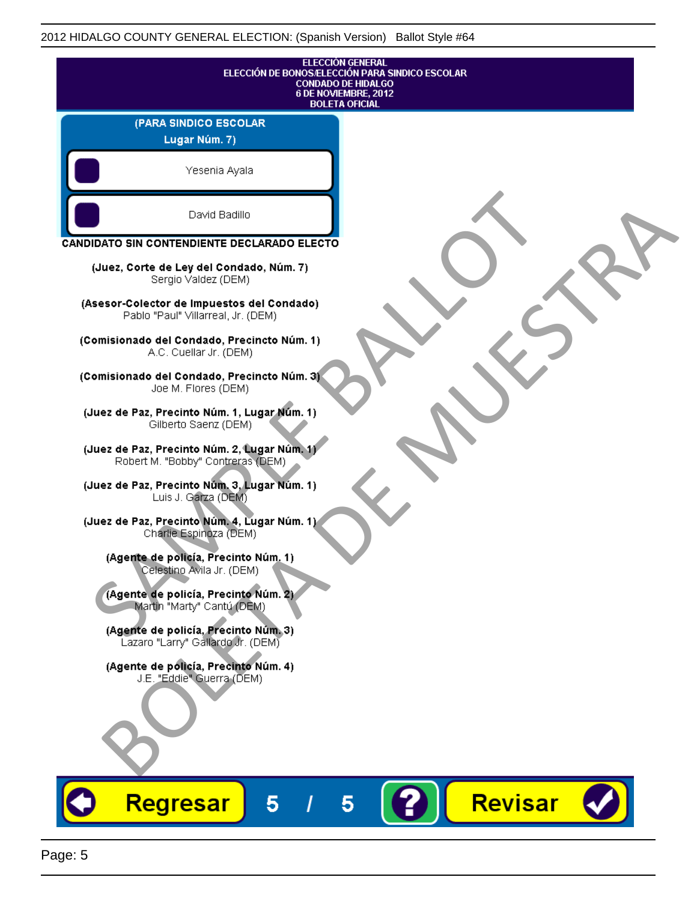ELECCIÓN GENERAL
ELECCIÓN DE BONOS/ELECCIÓN PARA SINDICO ESCOLAR
CONDADO DE HIDALGO
6 DE NOVIEMBRE, 2012
BOLETA OFICIAL

**(PARA SINDICO ESCOLAR Lugar Núm. 7)**

- Yesenia Ayala
- David Badillo

**CANDIDATO SIN CONTENDIENTE DECLARADO ELECTO**

**(Juez, Corte de Ley del Condado, Núm. 7)**
Sergio Valdez (DEM)

**(Asesor-Colector de Impuestos del Condado)**
Pablo "Paul" Villarreal, Jr. (DEM)

**(Comisionado del Condado, Precincto Núm. 1)**
A.C. Cuellar Jr. (DEM)

**(Comisionado del Condado, Precincto Núm. 3)**
Joe M. Flores (DEM)

**(Juez de Paz, Precinto Núm. 1, Lugar Núm. 1)**
Gilberto Saenz (DEM)

**(Juez de Paz, Precinto Núm. 2, Lugar Núm. 1)**
Robert M. "Bobby" Contreras (DEM)

**(Juez de Paz, Precinto Núm. 3, Lugar Núm. 1)**
Luis J. Garza (DEM)

**(Juez de Paz, Precinto Núm. 4, Lugar Núm. 1)**
Charlie Espinoza (DEM)

**(Agente de policía, Precinto Núm. 1)**
Celestino Avila Jr. (DEM)

**(Agente de policía, Precinto Núm. 2)**
Martin "Marty" Cantú (DEM)

**(Agente de policía, Precinto Núm. 3)**
Lazaro "Larry" Gallardo Jr. (DEM)

**(Agente de policía, Precinto Núm. 4)**
J.E. "Eddie" Guerra (DEM)

Regresar 5 / 5 ? Revisar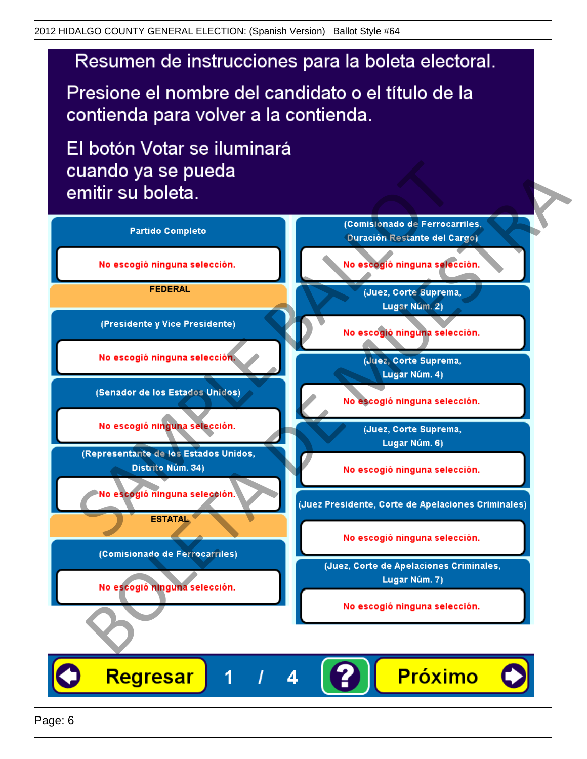2012 HIDALGO COUNTY GENERAL ELECTION: (Spanish Version) Ballot Style #64

# Resumen de instrucciones para la boleta electoral.

Presione el nombre del candidato o el título de la contienda para volver a la contienda.

El botón Votar se iluminará cuando ya se pueda emitir su boleta.

**Partido Completo**

No escogió ninguna selección.

**FEDERAL**

**(Presidente y Vice Presidente)**

No escogió ninguna selección.

**(Senador de los Estados Unidos)**

No escogió ninguna selección.

**(Representante de los Estados Unidos, Distrito Núm. 34)**

No escogió ninguna selección.

**ESTATAL**

**(Comisionado de Ferrocarriles)**

No escogió ninguna selección.

**(Comisionado de Ferrocarriles, Duración Restante del Cargo)**

No escogió ninguna selección.

**(Juez, Corte Suprema, Lugar Núm. 2)**

No escogió ninguna selección.

**(Juez, Corte Suprema, Lugar Núm. 4)**

No escogió ninguna selección.

**(Juez, Corte Suprema, Lugar Núm. 6)**

No escogió ninguna selección.

**(Juez Presidente, Corte de Apelaciones Criminales)**

No escogió ninguna selección.

**(Juez, Corte de Apelaciones Criminales, Lugar Núm. 7)**

No escogió ninguna selección.

Regresar 1 / 4 ? Próximo

SAMPLE BALLOT BOLETA DE MUESTRA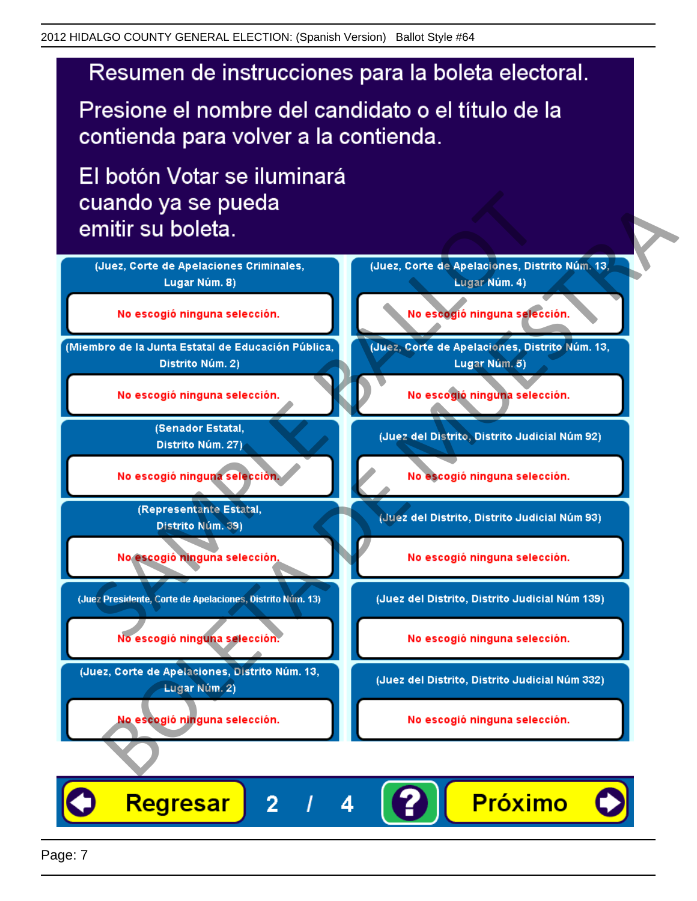# Resumen de instrucciones para la boleta electoral.

Presione el nombre del candidato o el título de la contienda para volver a la contienda.

El botón Votar se iluminará cuando ya se pueda emitir su boleta.

| Contienda | Selección |
|---|---|
| (Juez, Corte de Apelaciones Criminales, Lugar Núm. 8) | No escogió ninguna selección. |
| (Miembro de la Junta Estatal de Educación Pública, Distrito Núm. 2) | No escogió ninguna selección. |
| (Senador Estatal, Distrito Núm. 27) | No escogió ninguna selección. |
| (Representante Estatal, Distrito Núm. 39) | No escogió ninguna selección. |
| (Juez Presidente, Corte de Apelaciones, Distrito Núm. 13) | No escogió ninguna selección. |
| (Juez, Corte de Apelaciones, Distrito Núm. 13, Lugar Núm. 2) | No escogió ninguna selección. |
| (Juez, Corte de Apelaciones, Distrito Núm. 13, Lugar Núm. 4) | No escogió ninguna selección. |
| (Juez, Corte de Apelaciones, Distrito Núm. 13, Lugar Núm. 5) | No escogió ninguna selección. |
| (Juez del Distrito, Distrito Judicial Núm 92) | No escogió ninguna selección. |
| (Juez del Distrito, Distrito Judicial Núm 93) | No escogió ninguna selección. |
| (Juez del Distrito, Distrito Judicial Núm 139) | No escogió ninguna selección. |
| (Juez del Distrito, Distrito Judicial Núm 332) | No escogió ninguna selección. |

Regresar | 2 / 4 | ? | Próximo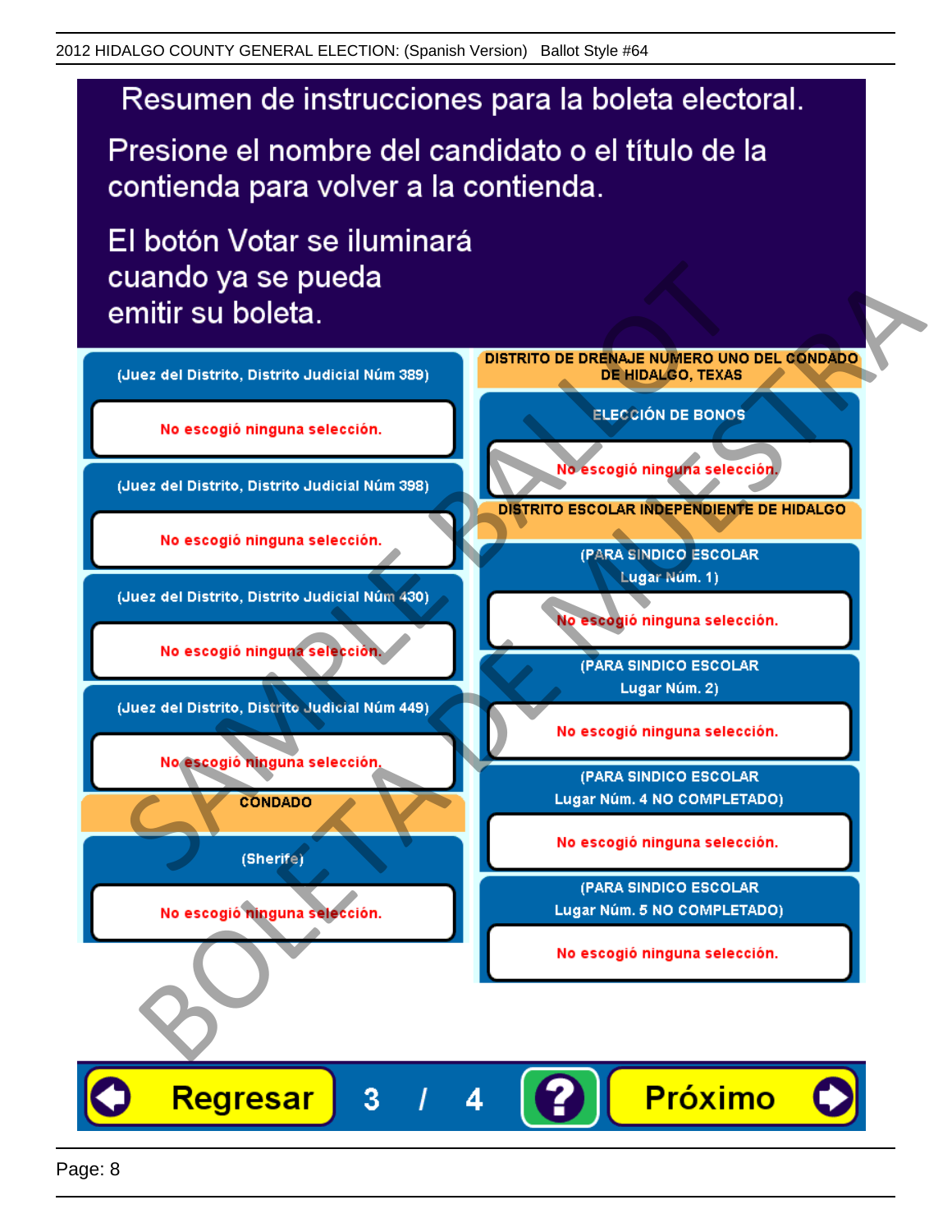# Resumen de instrucciones para la boleta electoral.

Presione el nombre del candidato o el título de la contienda para volver a la contienda.

El botón Votar se iluminará cuando ya se pueda emitir su boleta.

(Juez del Distrito, Distrito Judicial Núm 389)

No escogió ninguna selección.

(Juez del Distrito, Distrito Judicial Núm 398)

No escogió ninguna selección.

(Juez del Distrito, Distrito Judicial Núm 430)

No escogió ninguna selección.

(Juez del Distrito, Distrito Judicial Núm 449)

No escogió ninguna selección.

**CONDADO**

(Sherife)

No escogió ninguna selección.

**DISTRITO DE DRENAJE NUMERO UNO DEL CONDADO DE HIDALGO, TEXAS**

ELECCIÓN DE BONOS

No escogió ninguna selección.

**DISTRITO ESCOLAR INDEPENDIENTE DE HIDALGO**

(PARA SINDICO ESCOLAR Lugar Núm. 1)

No escogió ninguna selección.

(PARA SINDICO ESCOLAR Lugar Núm. 2)

No escogió ninguna selección.

(PARA SINDICO ESCOLAR Lugar Núm. 4 NO COMPLETADO)

No escogió ninguna selección.

(PARA SINDICO ESCOLAR Lugar Núm. 5 NO COMPLETADO)

No escogió ninguna selección.

Regresar 3 / 4 ? Próximo

SAMPLE BALLOT BOLETA DE MUESTRA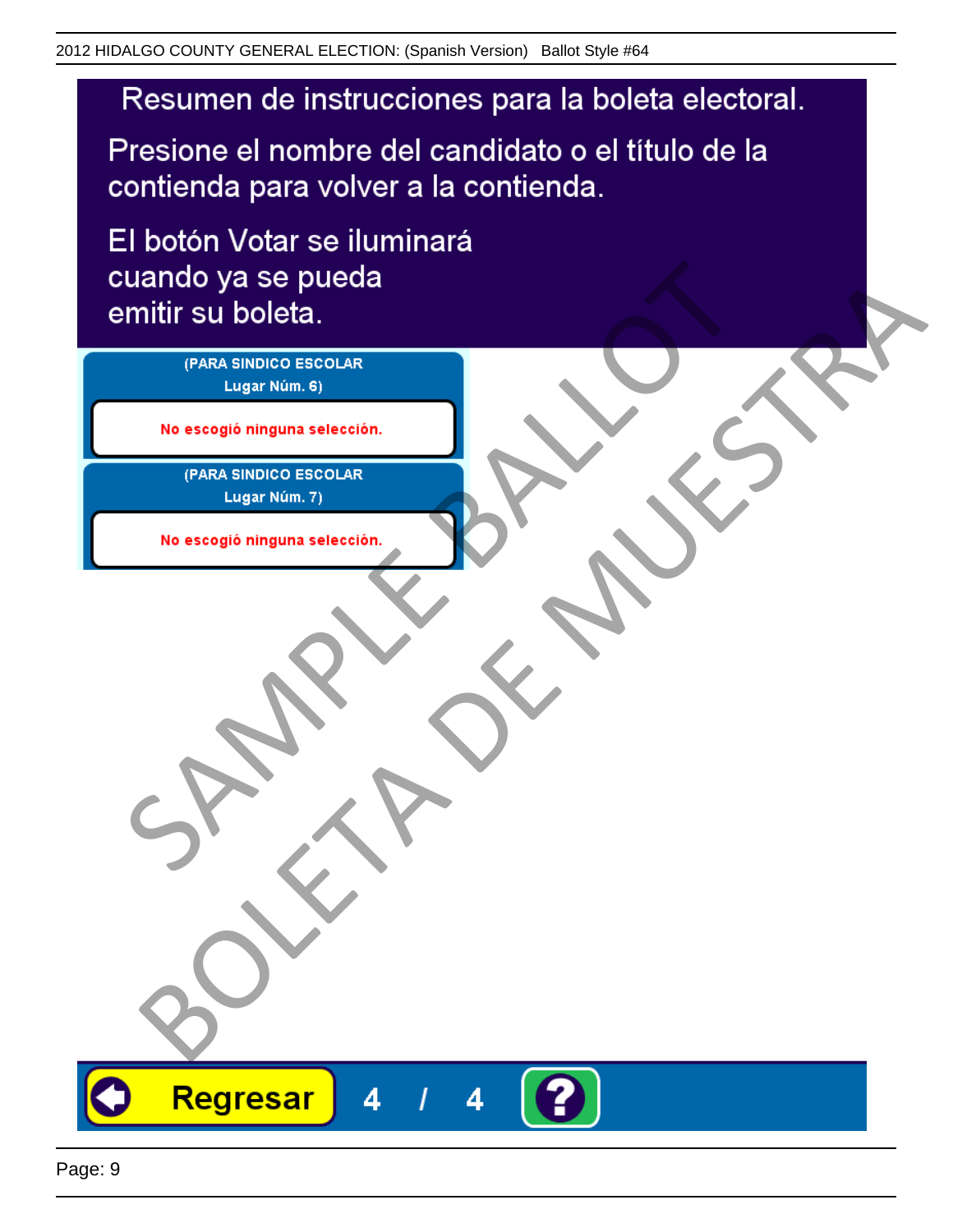# Resumen de instrucciones para la boleta electoral.

Presione el nombre del candidato o el título de la contienda para volver a la contienda.

El botón Votar se iluminará cuando ya se pueda emitir su boleta.

(PARA SINDICO ESCOLAR
Lugar Núm. 6)

No escogió ninguna selección.

(PARA SINDICO ESCOLAR
Lugar Núm. 7)

No escogió ninguna selección.

SAMPLE BALLOT
BOLETA DE MUESTRA

Regresar 4 / 4 ?